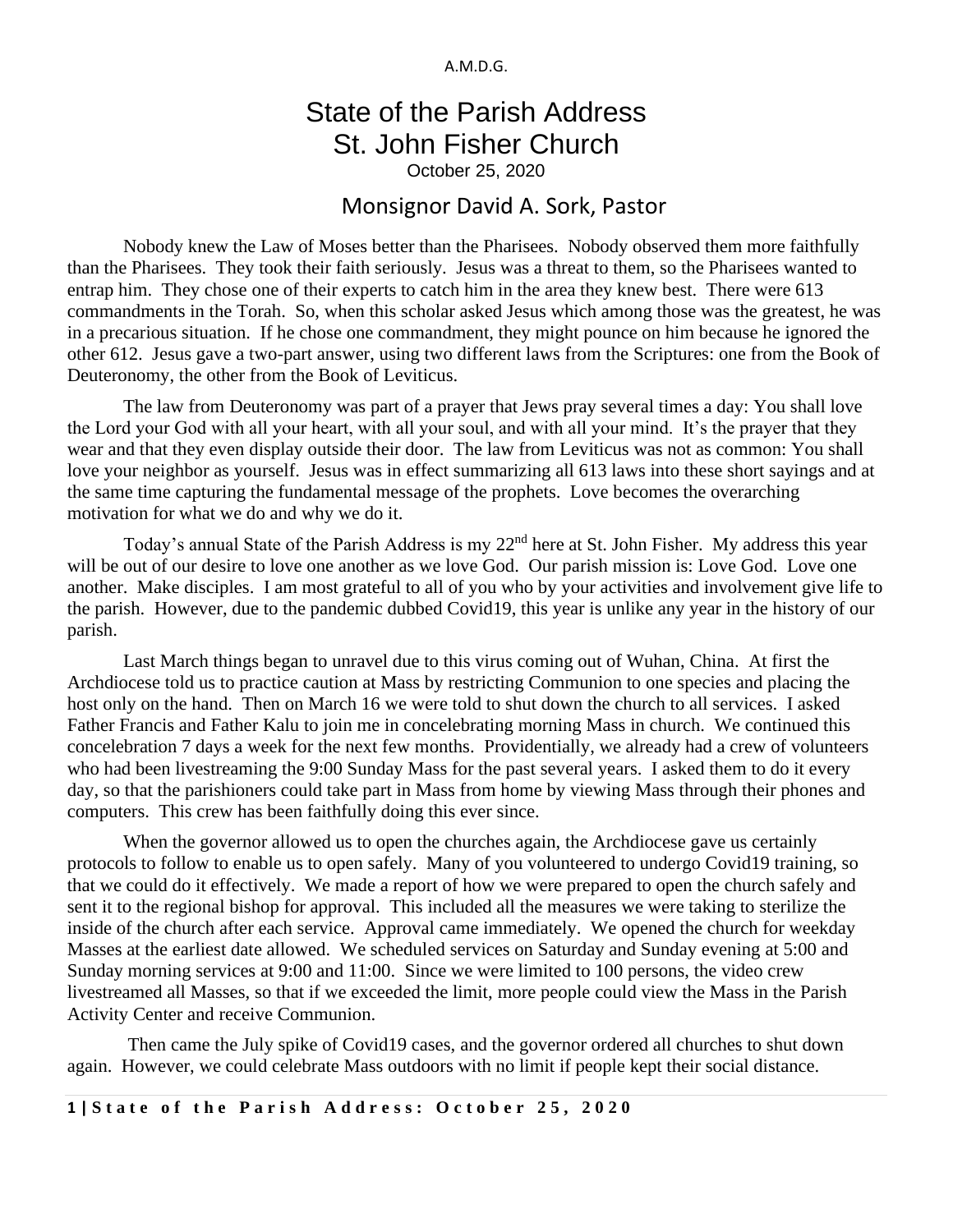A.M.D.G.

# State of the Parish Address
# St. John Fisher Church

October 25, 2020

## Monsignor David A. Sork, Pastor

Nobody knew the Law of Moses better than the Pharisees. Nobody observed them more faithfully than the Pharisees. They took their faith seriously. Jesus was a threat to them, so the Pharisees wanted to entrap him. They chose one of their experts to catch him in the area they knew best. There were 613 commandments in the Torah. So, when this scholar asked Jesus which among those was the greatest, he was in a precarious situation. If he chose one commandment, they might pounce on him because he ignored the other 612. Jesus gave a two-part answer, using two different laws from the Scriptures: one from the Book of Deuteronomy, the other from the Book of Leviticus.

The law from Deuteronomy was part of a prayer that Jews pray several times a day: You shall love the Lord your God with all your heart, with all your soul, and with all your mind. It's the prayer that they wear and that they even display outside their door. The law from Leviticus was not as common: You shall love your neighbor as yourself. Jesus was in effect summarizing all 613 laws into these short sayings and at the same time capturing the fundamental message of the prophets. Love becomes the overarching motivation for what we do and why we do it.

Today's annual State of the Parish Address is my 22nd here at St. John Fisher. My address this year will be out of our desire to love one another as we love God. Our parish mission is: Love God. Love one another. Make disciples. I am most grateful to all of you who by your activities and involvement give life to the parish. However, due to the pandemic dubbed Covid19, this year is unlike any year in the history of our parish.

Last March things began to unravel due to this virus coming out of Wuhan, China. At first the Archdiocese told us to practice caution at Mass by restricting Communion to one species and placing the host only on the hand. Then on March 16 we were told to shut down the church to all services. I asked Father Francis and Father Kalu to join me in concelebrating morning Mass in church. We continued this concelebration 7 days a week for the next few months. Providentially, we already had a crew of volunteers who had been livestreaming the 9:00 Sunday Mass for the past several years. I asked them to do it every day, so that the parishioners could take part in Mass from home by viewing Mass through their phones and computers. This crew has been faithfully doing this ever since.

When the governor allowed us to open the churches again, the Archdiocese gave us certainly protocols to follow to enable us to open safely. Many of you volunteered to undergo Covid19 training, so that we could do it effectively. We made a report of how we were prepared to open the church safely and sent it to the regional bishop for approval. This included all the measures we were taking to sterilize the inside of the church after each service. Approval came immediately. We opened the church for weekday Masses at the earliest date allowed. We scheduled services on Saturday and Sunday evening at 5:00 and Sunday morning services at 9:00 and 11:00. Since we were limited to 100 persons, the video crew livestreamed all Masses, so that if we exceeded the limit, more people could view the Mass in the Parish Activity Center and receive Communion.

Then came the July spike of Covid19 cases, and the governor ordered all churches to shut down again. However, we could celebrate Mass outdoors with no limit if people kept their social distance.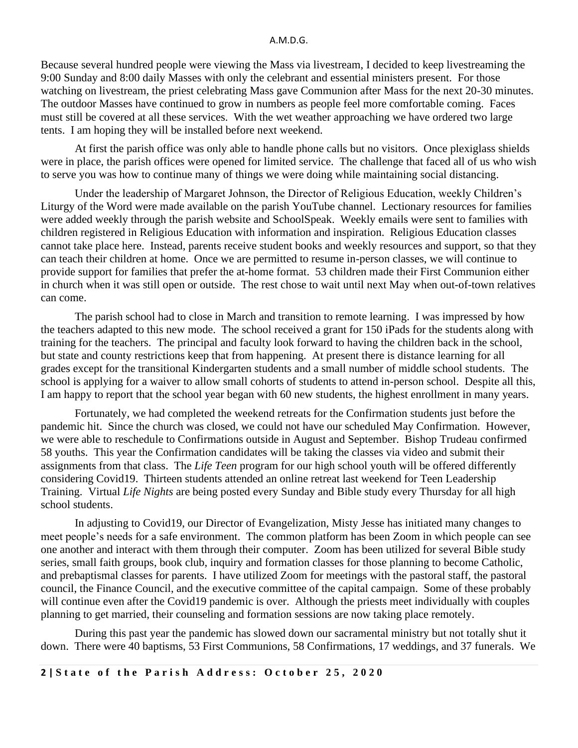Because several hundred people were viewing the Mass via livestream, I decided to keep livestreaming the 9:00 Sunday and 8:00 daily Masses with only the celebrant and essential ministers present. For those watching on livestream, the priest celebrating Mass gave Communion after Mass for the next 20-30 minutes. The outdoor Masses have continued to grow in numbers as people feel more comfortable coming. Faces must still be covered at all these services. With the wet weather approaching we have ordered two large tents. I am hoping they will be installed before next weekend.

At first the parish office was only able to handle phone calls but no visitors. Once plexiglass shields were in place, the parish offices were opened for limited service. The challenge that faced all of us who wish to serve you was how to continue many of things we were doing while maintaining social distancing.

Under the leadership of Margaret Johnson, the Director of Religious Education, weekly Children's Liturgy of the Word were made available on the parish YouTube channel. Lectionary resources for families were added weekly through the parish website and SchoolSpeak. Weekly emails were sent to families with children registered in Religious Education with information and inspiration. Religious Education classes cannot take place here. Instead, parents receive student books and weekly resources and support, so that they can teach their children at home. Once we are permitted to resume in-person classes, we will continue to provide support for families that prefer the at-home format. 53 children made their First Communion either in church when it was still open or outside. The rest chose to wait until next May when out-of-town relatives can come.

The parish school had to close in March and transition to remote learning. I was impressed by how the teachers adapted to this new mode. The school received a grant for 150 iPads for the students along with training for the teachers. The principal and faculty look forward to having the children back in the school, but state and county restrictions keep that from happening. At present there is distance learning for all grades except for the transitional Kindergarten students and a small number of middle school students. The school is applying for a waiver to allow small cohorts of students to attend in-person school. Despite all this, I am happy to report that the school year began with 60 new students, the highest enrollment in many years.

Fortunately, we had completed the weekend retreats for the Confirmation students just before the pandemic hit. Since the church was closed, we could not have our scheduled May Confirmation. However, we were able to reschedule to Confirmations outside in August and September. Bishop Trudeau confirmed 58 youths. This year the Confirmation candidates will be taking the classes via video and submit their assignments from that class. The *Life Teen* program for our high school youth will be offered differently considering Covid19. Thirteen students attended an online retreat last weekend for Teen Leadership Training. Virtual *Life Nights* are being posted every Sunday and Bible study every Thursday for all high school students.

In adjusting to Covid19, our Director of Evangelization, Misty Jesse has initiated many changes to meet people's needs for a safe environment. The common platform has been Zoom in which people can see one another and interact with them through their computer. Zoom has been utilized for several Bible study series, small faith groups, book club, inquiry and formation classes for those planning to become Catholic, and prebaptismal classes for parents. I have utilized Zoom for meetings with the pastoral staff, the pastoral council, the Finance Council, and the executive committee of the capital campaign. Some of these probably will continue even after the Covid19 pandemic is over. Although the priests meet individually with couples planning to get married, their counseling and formation sessions are now taking place remotely.

During this past year the pandemic has slowed down our sacramental ministry but not totally shut it down. There were 40 baptisms, 53 First Communions, 58 Confirmations, 17 weddings, and 37 funerals. We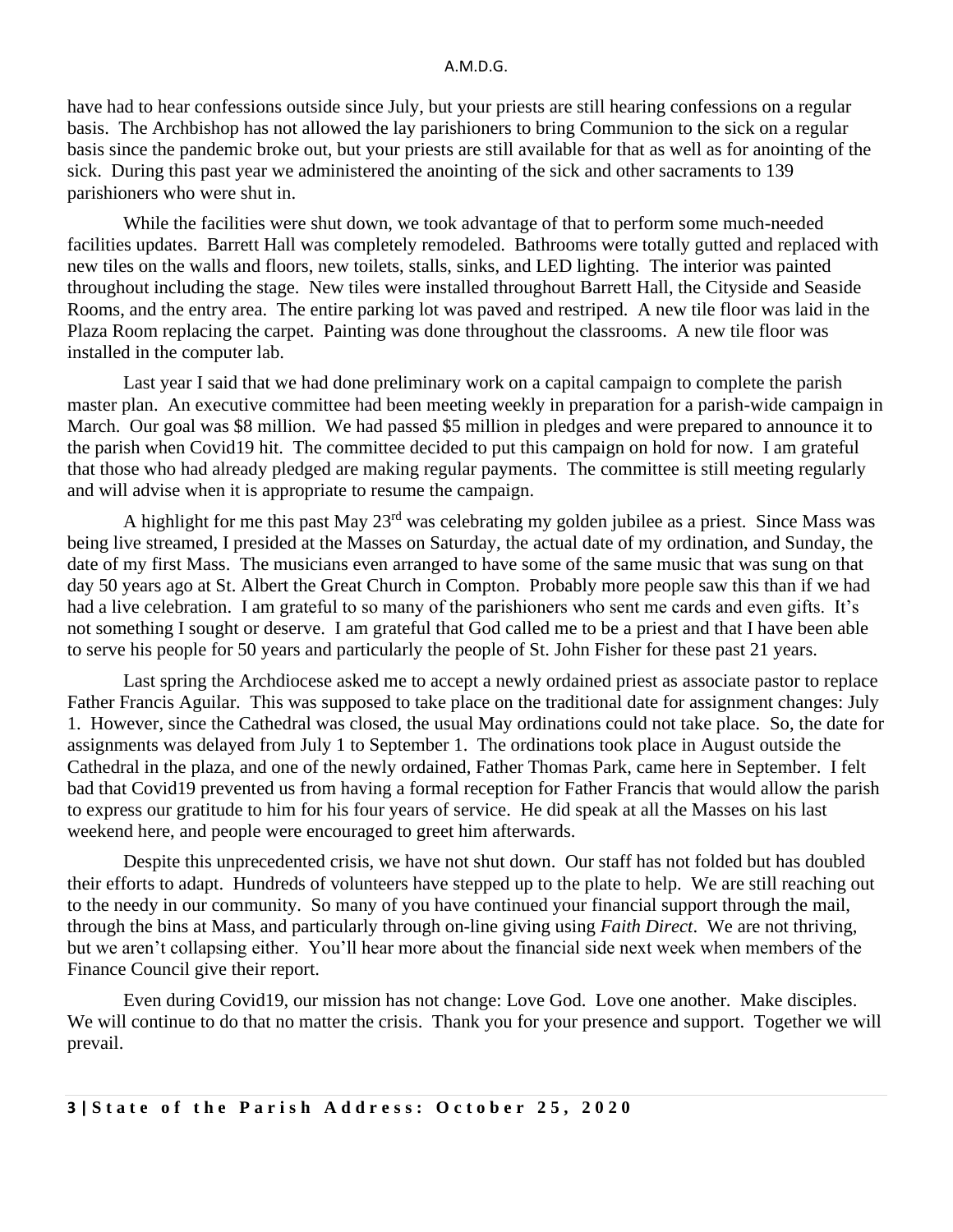have had to hear confessions outside since July, but your priests are still hearing confessions on a regular basis. The Archbishop has not allowed the lay parishioners to bring Communion to the sick on a regular basis since the pandemic broke out, but your priests are still available for that as well as for anointing of the sick. During this past year we administered the anointing of the sick and other sacraments to 139 parishioners who were shut in.

While the facilities were shut down, we took advantage of that to perform some much-needed facilities updates. Barrett Hall was completely remodeled. Bathrooms were totally gutted and replaced with new tiles on the walls and floors, new toilets, stalls, sinks, and LED lighting. The interior was painted throughout including the stage. New tiles were installed throughout Barrett Hall, the Cityside and Seaside Rooms, and the entry area. The entire parking lot was paved and restriped. A new tile floor was laid in the Plaza Room replacing the carpet. Painting was done throughout the classrooms. A new tile floor was installed in the computer lab.

Last year I said that we had done preliminary work on a capital campaign to complete the parish master plan. An executive committee had been meeting weekly in preparation for a parish-wide campaign in March. Our goal was $8 million. We had passed $5 million in pledges and were prepared to announce it to the parish when Covid19 hit. The committee decided to put this campaign on hold for now. I am grateful that those who had already pledged are making regular payments. The committee is still meeting regularly and will advise when it is appropriate to resume the campaign.

A highlight for me this past May 23rd was celebrating my golden jubilee as a priest. Since Mass was being live streamed, I presided at the Masses on Saturday, the actual date of my ordination, and Sunday, the date of my first Mass. The musicians even arranged to have some of the same music that was sung on that day 50 years ago at St. Albert the Great Church in Compton. Probably more people saw this than if we had had a live celebration. I am grateful to so many of the parishioners who sent me cards and even gifts. It's not something I sought or deserve. I am grateful that God called me to be a priest and that I have been able to serve his people for 50 years and particularly the people of St. John Fisher for these past 21 years.

Last spring the Archdiocese asked me to accept a newly ordained priest as associate pastor to replace Father Francis Aguilar. This was supposed to take place on the traditional date for assignment changes: July 1. However, since the Cathedral was closed, the usual May ordinations could not take place. So, the date for assignments was delayed from July 1 to September 1. The ordinations took place in August outside the Cathedral in the plaza, and one of the newly ordained, Father Thomas Park, came here in September. I felt bad that Covid19 prevented us from having a formal reception for Father Francis that would allow the parish to express our gratitude to him for his four years of service. He did speak at all the Masses on his last weekend here, and people were encouraged to greet him afterwards.

Despite this unprecedented crisis, we have not shut down. Our staff has not folded but has doubled their efforts to adapt. Hundreds of volunteers have stepped up to the plate to help. We are still reaching out to the needy in our community. So many of you have continued your financial support through the mail, through the bins at Mass, and particularly through on-line giving using *Faith Direct*. We are not thriving, but we aren't collapsing either. You'll hear more about the financial side next week when members of the Finance Council give their report.

Even during Covid19, our mission has not change: Love God. Love one another. Make disciples. We will continue to do that no matter the crisis. Thank you for your presence and support. Together we will prevail.